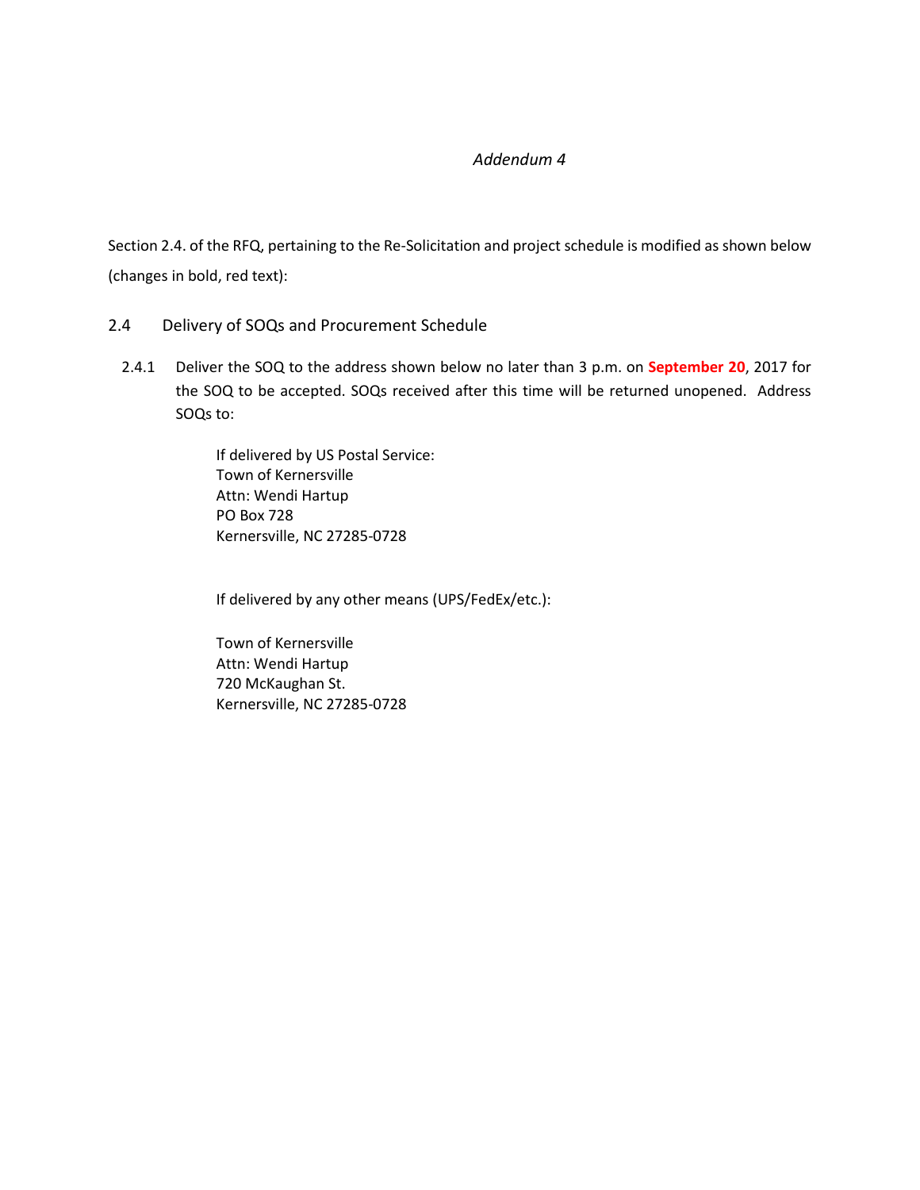*Addendum 4*

Section 2.4. of the RFQ, pertaining to the Re-Solicitation and project schedule is modified as shown below (changes in bold, red text):

## 2.4 Delivery of SOQs and Procurement Schedule

2.4.1 Deliver the SOQ to the address shown below no later than 3 p.m. on **September 20**, 2017 for the SOQ to be accepted. SOQs received after this time will be returned unopened. Address SOQs to:

If delivered by US Postal Service:
Town of Kernersville
Attn: Wendi Hartup
PO Box 728
Kernersville, NC 27285-0728

If delivered by any other means (UPS/FedEx/etc.):

Town of Kernersville
Attn: Wendi Hartup
720 McKaughan St.
Kernersville, NC 27285-0728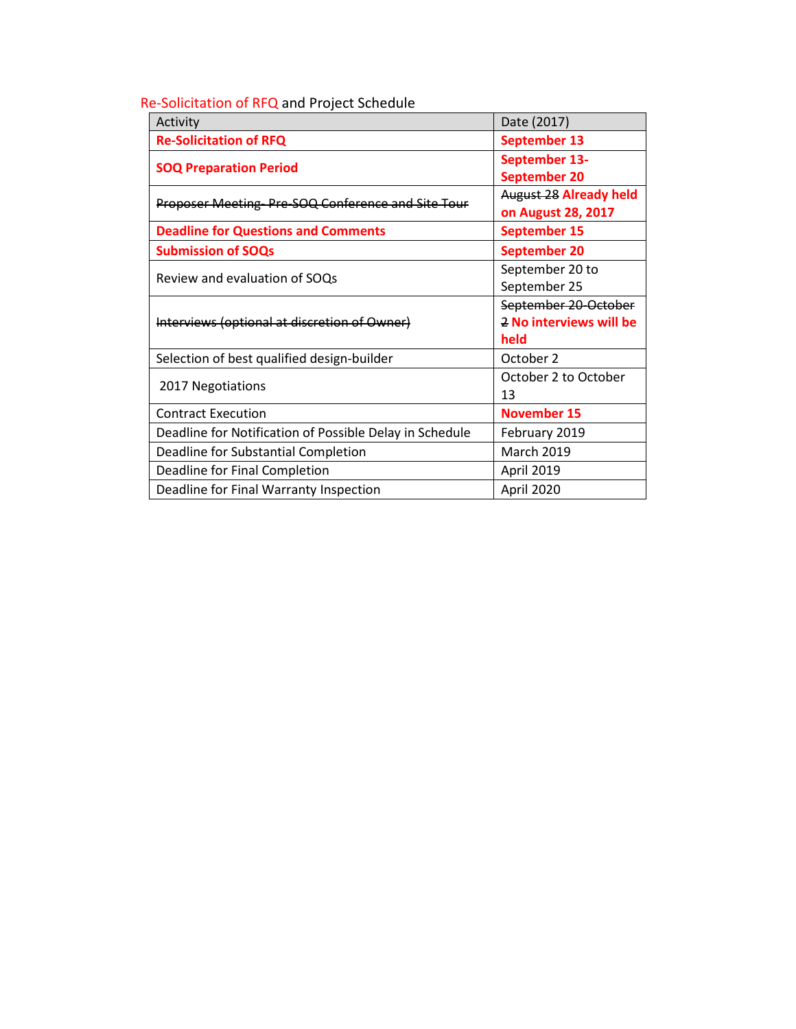Re-Solicitation of RFQ and Project Schedule

| Activity | Date (2017) |
|---|---|
| **Re-Solicitation of RFQ** | **September 13** |
| **SOQ Preparation Period** | **September 13- September 20** |
| ~~Proposer Meeting- Pre-SOQ Conference and Site Tour~~ | ~~August 28~~ **Already held on August 28, 2017** |
| **Deadline for Questions and Comments** | **September 15** |
| **Submission of SOQs** | **September 20** |
| Review and evaluation of SOQs | September 20 to September 25 |
| ~~Interviews (optional at discretion of Owner)~~ | ~~September 20-October 2~~ **No interviews will be held** |
| Selection of best qualified design-builder | October 2 |
| 2017 Negotiations | October 2 to October 13 |
| Contract Execution | **November 15** |
| Deadline for Notification of Possible Delay in Schedule | February 2019 |
| Deadline for Substantial Completion | March 2019 |
| Deadline for Final Completion | April 2019 |
| Deadline for Final Warranty Inspection | April 2020 |